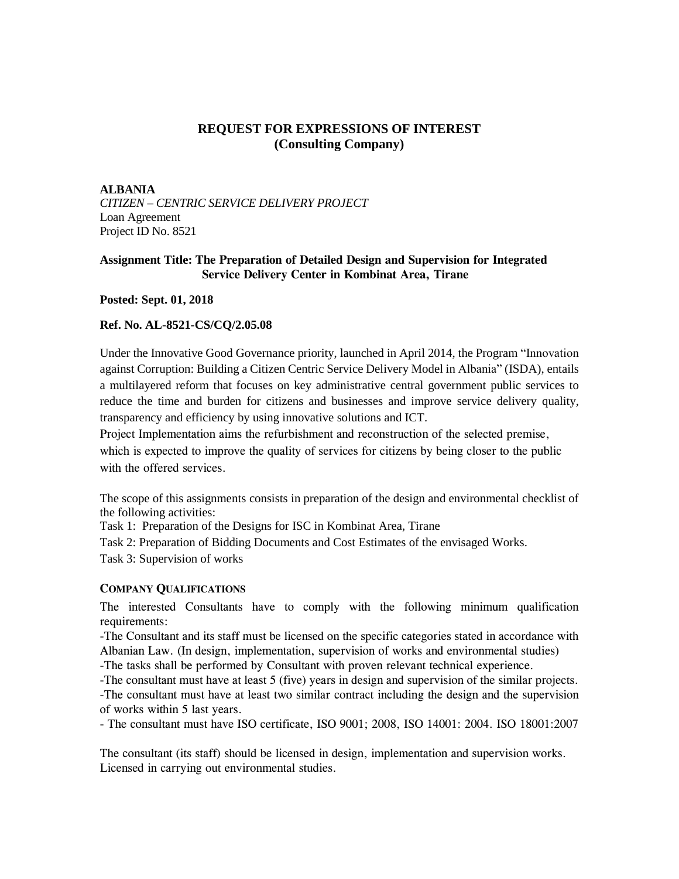# REQUEST FOR EXPRESSIONS OF INTEREST
# (Consulting Company)

**ALBANIA**
*CITIZEN – CENTRIC SERVICE DELIVERY PROJECT*
Loan Agreement
Project ID No. 8521

**Assignment Title: The Preparation of Detailed Design and Supervision for Integrated Service Delivery Center in Kombinat Area, Tirane**

**Posted: Sept. 01, 2018**

**Ref. No. AL-8521-CS/CQ/2.05.08**

Under the Innovative Good Governance priority, launched in April 2014, the Program "Innovation against Corruption: Building a Citizen Centric Service Delivery Model in Albania" (ISDA), entails a multilayered reform that focuses on key administrative central government public services to reduce the time and burden for citizens and businesses and improve service delivery quality, transparency and efficiency by using innovative solutions and ICT.
Project Implementation aims the refurbishment and reconstruction of the selected premise, which is expected to improve the quality of services for citizens by being closer to the public with the offered services.

The scope of this assignments consists in preparation of the design and environmental checklist of the following activities:
Task 1: Preparation of the Designs for ISC in Kombinat Area, Tirane
Task 2: Preparation of Bidding Documents and Cost Estimates of the envisaged Works.
Task 3: Supervision of works

### COMPANY QUALIFICATIONS

The interested Consultants have to comply with the following minimum qualification requirements:
-The Consultant and its staff must be licensed on the specific categories stated in accordance with Albanian Law. (In design, implementation, supervision of works and environmental studies)
-The tasks shall be performed by Consultant with proven relevant technical experience.
-The consultant must have at least 5 (five) years in design and supervision of the similar projects.
-The consultant must have at least two similar contract including the design and the supervision of works within 5 last years.
- The consultant must have ISO certificate, ISO 9001; 2008, ISO 14001: 2004. ISO 18001:2007

The consultant (its staff) should be licensed in design, implementation and supervision works. Licensed in carrying out environmental studies.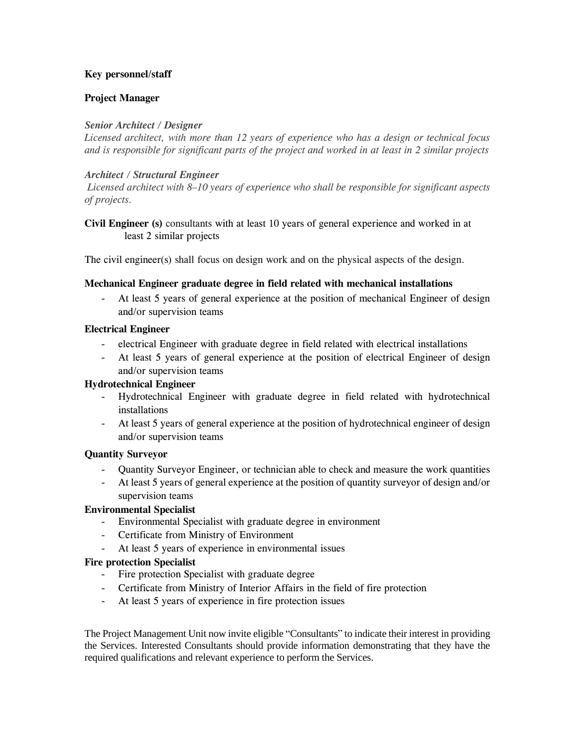**Key personnel/staff**

**Project Manager**

***Senior Architect / Designer***
*Licensed architect, with more than 12 years of experience who has a design or technical focus and is responsible for significant parts of the project and worked in at least in 2 similar projects*

***Architect / Structural Engineer***
*Licensed architect with 8–10 years of experience who shall be responsible for significant aspects of projects.*

**Civil Engineer (s)** consultants with at least 10 years of general experience and worked in at least 2 similar projects

The civil engineer(s) shall focus on design work and on the physical aspects of the design.

**Mechanical Engineer graduate degree in field related with mechanical installations**

- At least 5 years of general experience at the position of mechanical Engineer of design and/or supervision teams

**Electrical Engineer**

- electrical Engineer with graduate degree in field related with electrical installations
- At least 5 years of general experience at the position of electrical Engineer of design and/or supervision teams

**Hydrotechnical Engineer**

- Hydrotechnical Engineer with graduate degree in field related with hydrotechnical installations
- At least 5 years of general experience at the position of hydrotechnical engineer of design and/or supervision teams

**Quantity Surveyor**

- Quantity Surveyor Engineer, or technician able to check and measure the work quantities
- At least 5 years of general experience at the position of quantity surveyor of design and/or supervision teams

**Environmental Specialist**

- Environmental Specialist with graduate degree in environment
- Certificate from Ministry of Environment
- At least 5 years of experience in environmental issues

**Fire protection Specialist**

- Fire protection Specialist with graduate degree
- Certificate from Ministry of Interior Affairs in the field of fire protection
- At least 5 years of experience in fire protection issues

The Project Management Unit now invite eligible "Consultants" to indicate their interest in providing the Services. Interested Consultants should provide information demonstrating that they have the required qualifications and relevant experience to perform the Services.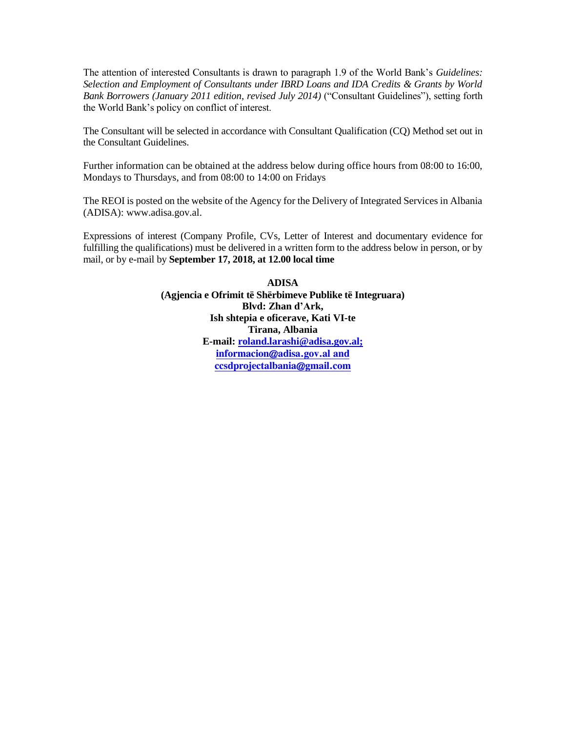The attention of interested Consultants is drawn to paragraph 1.9 of the World Bank's *Guidelines: Selection and Employment of Consultants under IBRD Loans and IDA Credits & Grants by World Bank Borrowers (January 2011 edition, revised July 2014)* ("Consultant Guidelines"), setting forth the World Bank's policy on conflict of interest.

The Consultant will be selected in accordance with Consultant Qualification (CQ) Method set out in the Consultant Guidelines.

Further information can be obtained at the address below during office hours from 08:00 to 16:00, Mondays to Thursdays, and from 08:00 to 14:00 on Fridays

The REOI is posted on the website of the Agency for the Delivery of Integrated Services in Albania (ADISA): www.adisa.gov.al.

Expressions of interest (Company Profile, CVs, Letter of Interest and documentary evidence for fulfilling the qualifications) must be delivered in a written form to the address below in person, or by mail, or by e-mail by **September 17, 2018, at 12.00 local time**

**ADISA**
**(Agjencia e Ofrimit të Shërbimeve Publike të Integruara)**
**Blvd: Zhan d'Ark,**
**Ish shtepia e oficerave, Kati VI-te**
**Tirana, Albania**
**E-mail: roland.larashi@adisa.gov.al; informacion@adisa.gov.al and ccsdprojectalbania@gmail.com**